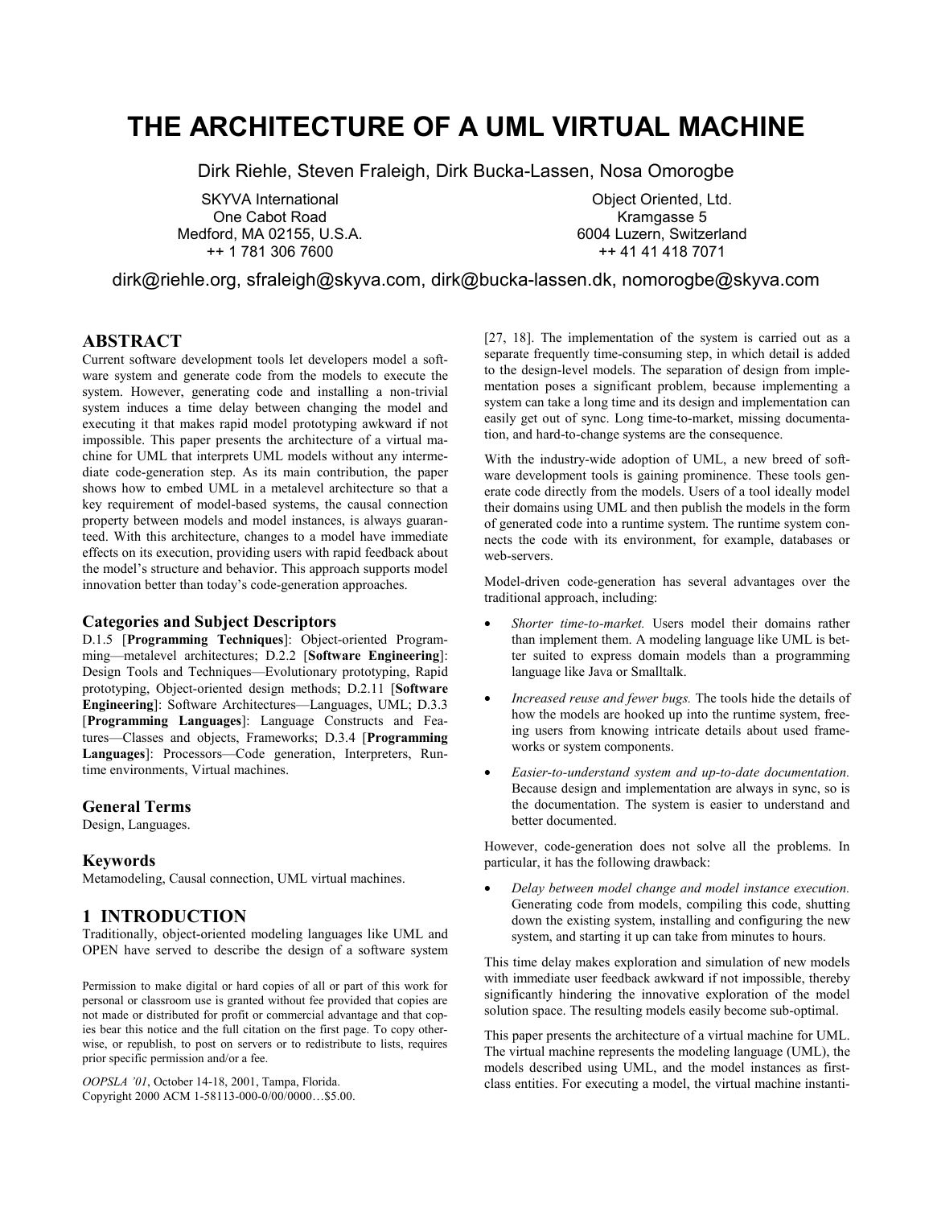# THE ARCHITECTURE OF A UML VIRTUAL MACHINE

Dirk Riehle, Steven Fraleigh, Dirk Bucka-Lassen, Nosa Omorogbe

SKYVA International
One Cabot Road
Medford, MA 02155, U.S.A.
++ 1 781 306 7600

Object Oriented, Ltd.
Kramgasse 5
6004 Luzern, Switzerland
++ 41 41 418 7071

dirk@riehle.org, sfraleigh@skyva.com, dirk@bucka-lassen.dk, nomorogbe@skyva.com

## ABSTRACT

Current software development tools let developers model a software system and generate code from the models to execute the system. However, generating code and installing a non-trivial system induces a time delay between changing the model and executing it that makes rapid model prototyping awkward if not impossible. This paper presents the architecture of a virtual machine for UML that interprets UML models without any intermediate code-generation step. As its main contribution, the paper shows how to embed UML in a metalevel architecture so that a key requirement of model-based systems, the causal connection property between models and model instances, is always guaranteed. With this architecture, changes to a model have immediate effects on its execution, providing users with rapid feedback about the model's structure and behavior. This approach supports model innovation better than today's code-generation approaches.

### Categories and Subject Descriptors

D.1.5 [**Programming Techniques**]: Object-oriented Programming—metalevel architectures; D.2.2 [**Software Engineering**]: Design Tools and Techniques—Evolutionary prototyping, Rapid prototyping, Object-oriented design methods; D.2.11 [**Software Engineering**]: Software Architectures—Languages, UML; D.3.3 [**Programming Languages**]: Language Constructs and Features—Classes and objects, Frameworks; D.3.4 [**Programming Languages**]: Processors—Code generation, Interpreters, Runtime environments, Virtual machines.

### General Terms

Design, Languages.

### Keywords

Metamodeling, Causal connection, UML virtual machines.

## 1 INTRODUCTION

Traditionally, object-oriented modeling languages like UML and OPEN have served to describe the design of a software system [27, 18]. The implementation of the system is carried out as a separate frequently time-consuming step, in which detail is added to the design-level models. The separation of design from implementation poses a significant problem, because implementing a system can take a long time and its design and implementation can easily get out of sync. Long time-to-market, missing documentation, and hard-to-change systems are the consequence.

With the industry-wide adoption of UML, a new breed of software development tools is gaining prominence. These tools generate code directly from the models. Users of a tool ideally model their domains using UML and then publish the models in the form of generated code into a runtime system. The runtime system connects the code with its environment, for example, databases or web-servers.

Model-driven code-generation has several advantages over the traditional approach, including:

- *Shorter time-to-market.* Users model their domains rather than implement them. A modeling language like UML is better suited to express domain models than a programming language like Java or Smalltalk.
- *Increased reuse and fewer bugs.* The tools hide the details of how the models are hooked up into the runtime system, freeing users from knowing intricate details about used frameworks or system components.
- *Easier-to-understand system and up-to-date documentation.* Because design and implementation are always in sync, so is the documentation. The system is easier to understand and better documented.

However, code-generation does not solve all the problems. In particular, it has the following drawback:

- *Delay between model change and model instance execution.* Generating code from models, compiling this code, shutting down the existing system, installing and configuring the new system, and starting it up can take from minutes to hours.

This time delay makes exploration and simulation of new models with immediate user feedback awkward if not impossible, thereby significantly hindering the innovative exploration of the model solution space. The resulting models easily become sub-optimal.

This paper presents the architecture of a virtual machine for UML. The virtual machine represents the modeling language (UML), the models described using UML, and the model instances as first-class entities. For executing a model, the virtual machine instanti-

Permission to make digital or hard copies of all or part of this work for personal or classroom use is granted without fee provided that copies are not made or distributed for profit or commercial advantage and that copies bear this notice and the full citation on the first page. To copy otherwise, or republish, to post on servers or to redistribute to lists, requires prior specific permission and/or a fee.

*OOPSLA '01*, October 14-18, 2001, Tampa, Florida.
Copyright 2000 ACM 1-58113-000-0/00/0000…$5.00.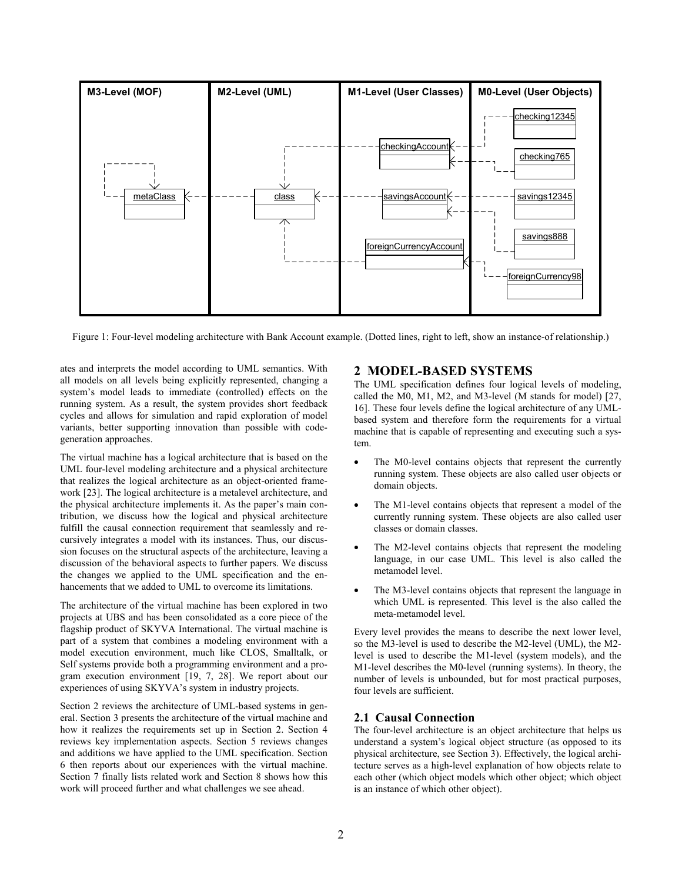Figure 1: Four-level modeling architecture with Bank Account example. (Dotted lines, right to left, show an instance-of relationship.)

ates and interprets the model according to UML semantics. With all models on all levels being explicitly represented, changing a system's model leads to immediate (controlled) effects on the running system. As a result, the system provides short feedback cycles and allows for simulation and rapid exploration of model variants, better supporting innovation than possible with code-generation approaches.

The virtual machine has a logical architecture that is based on the UML four-level modeling architecture and a physical architecture that realizes the logical architecture as an object-oriented framework [23]. The logical architecture is a metalevel architecture, and the physical architecture implements it. As the paper's main contribution, we discuss how the logical and physical architecture fulfill the causal connection requirement that seamlessly and recursively integrates a model with its instances. Thus, our discussion focuses on the structural aspects of the architecture, leaving a discussion of the behavioral aspects to further papers. We discuss the changes we applied to the UML specification and the enhancements that we added to UML to overcome its limitations.

The architecture of the virtual machine has been explored in two projects at UBS and has been consolidated as a core piece of the flagship product of SKYVA International. The virtual machine is part of a system that combines a modeling environment with a model execution environment, much like CLOS, Smalltalk, or Self systems provide both a programming environment and a program execution environment [19, 7, 28]. We report about our experiences of using SKYVA's system in industry projects.

Section 2 reviews the architecture of UML-based systems in general. Section 3 presents the architecture of the virtual machine and how it realizes the requirements set up in Section 2. Section 4 reviews key implementation aspects. Section 5 reviews changes and additions we have applied to the UML specification. Section 6 then reports about our experiences with the virtual machine. Section 7 finally lists related work and Section 8 shows how this work will proceed further and what challenges we see ahead.

## 2 MODEL-BASED SYSTEMS

The UML specification defines four logical levels of modeling, called the M0, M1, M2, and M3-level (M stands for model) [27, 16]. These four levels define the logical architecture of any UML-based system and therefore form the requirements for a virtual machine that is capable of representing and executing such a system.

- The M0-level contains objects that represent the currently running system. These objects are also called user objects or domain objects.
- The M1-level contains objects that represent a model of the currently running system. These objects are also called user classes or domain classes.
- The M2-level contains objects that represent the modeling language, in our case UML. This level is also called the metamodel level.
- The M3-level contains objects that represent the language in which UML is represented. This level is the also called the meta-metamodel level.

Every level provides the means to describe the next lower level, so the M3-level is used to describe the M2-level (UML), the M2-level is used to describe the M1-level (system models), and the M1-level describes the M0-level (running systems). In theory, the number of levels is unbounded, but for most practical purposes, four levels are sufficient.

### 2.1 Causal Connection

The four-level architecture is an object architecture that helps us understand a system's logical object structure (as opposed to its physical architecture, see Section 3). Effectively, the logical architecture serves as a high-level explanation of how objects relate to each other (which object models which other object; which object is an instance of which other object).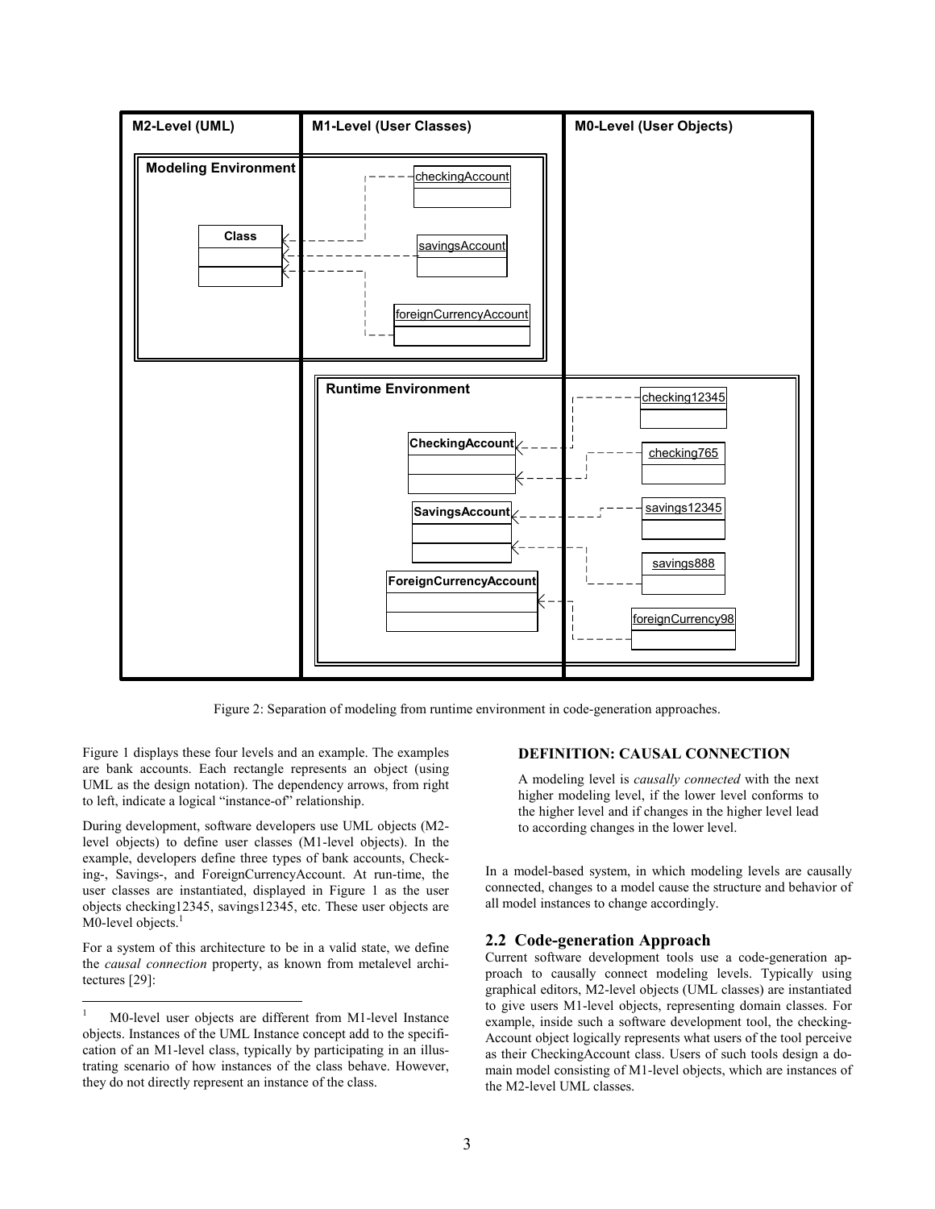Figure 2: Separation of modeling from runtime environment in code-generation approaches.

Figure 1 displays these four levels and an example. The examples are bank accounts. Each rectangle represents an object (using UML as the design notation). The dependency arrows, from right to left, indicate a logical "instance-of" relationship.

During development, software developers use UML objects (M2-level objects) to define user classes (M1-level objects). In the example, developers define three types of bank accounts, Checking-, Savings-, and ForeignCurrencyAccount. At run-time, the user classes are instantiated, displayed in Figure 1 as the user objects checking12345, savings12345, etc. These user objects are M0-level objects.[1]

For a system of this architecture to be in a valid state, we define the *causal connection* property, as known from metalevel architectures [29]:

#### DEFINITION: CAUSAL CONNECTION

A modeling level is *causally connected* with the next higher modeling level, if the lower level conforms to the higher level and if changes in the higher level lead to according changes in the lower level.

In a model-based system, in which modeling levels are causally connected, changes to a model cause the structure and behavior of all model instances to change accordingly.

## 2.2 Code-generation Approach

Current software development tools use a code-generation approach to causally connect modeling levels. Typically using graphical editors, M2-level objects (UML classes) are instantiated to give users M1-level objects, representing domain classes. For example, inside such a software development tool, the checkingAccount object logically represents what users of the tool perceive as their CheckingAccount class. Users of such tools design a domain model consisting of M1-level objects, which are instances of the M2-level UML classes.

[1] M0-level user objects are different from M1-level Instance objects. Instances of the UML Instance concept add to the specification of an M1-level class, typically by participating in an illustrating scenario of how instances of the class behave. However, they do not directly represent an instance of the class.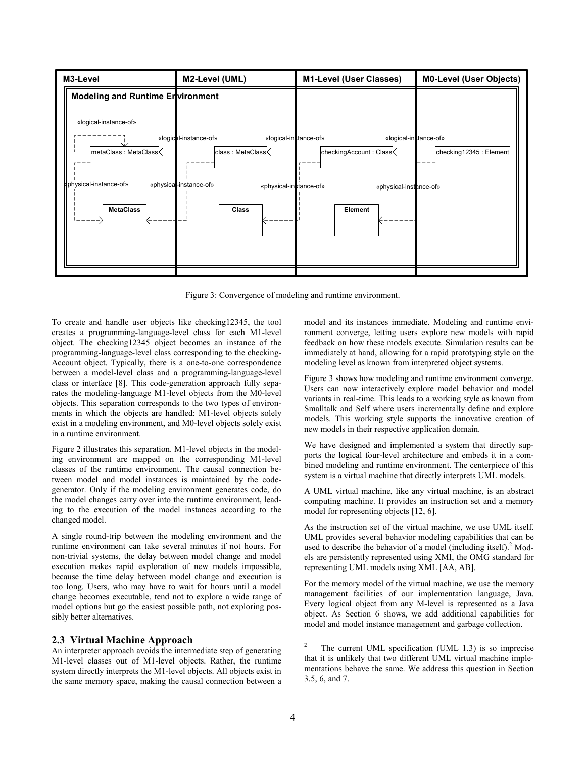Figure 3: Convergence of modeling and runtime environment.

To create and handle user objects like checking12345, the tool creates a programming-language-level class for each M1-level object. The checking12345 object becomes an instance of the programming-language-level class corresponding to the checking-Account object. Typically, there is a one-to-one correspondence between a model-level class and a programming-language-level class or interface [8]. This code-generation approach fully separates the modeling-language M1-level objects from the M0-level objects. This separation corresponds to the two types of environments in which the objects are handled: M1-level objects solely exist in a modeling environment, and M0-level objects solely exist in a runtime environment.

Figure 2 illustrates this separation. M1-level objects in the modeling environment are mapped on the corresponding M1-level classes of the runtime environment. The causal connection between model and model instances is maintained by the code-generator. Only if the modeling environment generates code, do the model changes carry over into the runtime environment, leading to the execution of the model instances according to the changed model.

A single round-trip between the modeling environment and the runtime environment can take several minutes if not hours. For non-trivial systems, the delay between model change and model execution makes rapid exploration of new models impossible, because the time delay between model change and execution is too long. Users, who may have to wait for hours until a model change becomes executable, tend not to explore a wide range of model options but go the easiest possible path, not exploring possibly better alternatives.

## 2.3 Virtual Machine Approach

An interpreter approach avoids the intermediate step of generating M1-level classes out of M1-level objects. Rather, the runtime system directly interprets the M1-level objects. All objects exist in the same memory space, making the causal connection between a model and its instances immediate. Modeling and runtime environment converge, letting users explore new models with rapid feedback on how these models execute. Simulation results can be immediately at hand, allowing for a rapid prototyping style on the modeling level as known from interpreted object systems.

Figure 3 shows how modeling and runtime environment converge. Users can now interactively explore model behavior and model variants in real-time. This leads to a working style as known from Smalltalk and Self where users incrementally define and explore models. This working style supports the innovative creation of new models in their respective application domain.

We have designed and implemented a system that directly supports the logical four-level architecture and embeds it in a combined modeling and runtime environment. The centerpiece of this system is a virtual machine that directly interprets UML models.

A UML virtual machine, like any virtual machine, is an abstract computing machine. It provides an instruction set and a memory model for representing objects [12, 6].

As the instruction set of the virtual machine, we use UML itself. UML provides several behavior modeling capabilities that can be used to describe the behavior of a model (including itself).[2] Models are persistently represented using XMI, the OMG standard for representing UML models using XML [AA, AB].

For the memory model of the virtual machine, we use the memory management facilities of our implementation language, Java. Every logical object from any M-level is represented as a Java object. As Section 6 shows, we add additional capabilities for model and model instance management and garbage collection.

[2] The current UML specification (UML 1.3) is so imprecise that it is unlikely that two different UML virtual machine implementations behave the same. We address this question in Section 3.5, 6, and 7.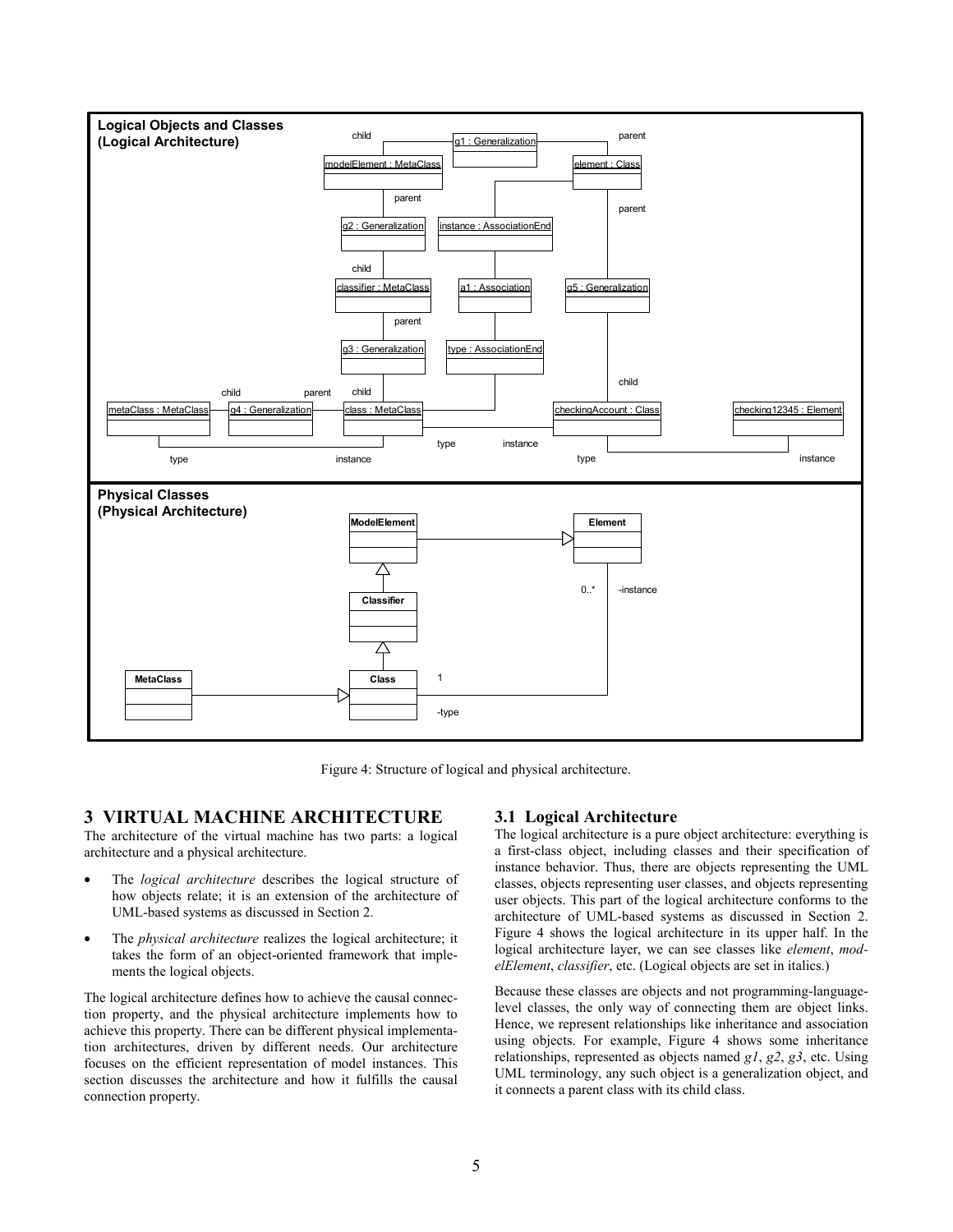Figure 4: Structure of logical and physical architecture.

## 3 VIRTUAL MACHINE ARCHITECTURE

The architecture of the virtual machine has two parts: a logical architecture and a physical architecture.

- The *logical architecture* describes the logical structure of how objects relate; it is an extension of the architecture of UML-based systems as discussed in Section 2.
- The *physical architecture* realizes the logical architecture; it takes the form of an object-oriented framework that implements the logical objects.

The logical architecture defines how to achieve the causal connection property, and the physical architecture implements how to achieve this property. There can be different physical implementation architectures, driven by different needs. Our architecture focuses on the efficient representation of model instances. This section discusses the architecture and how it fulfills the causal connection property.

### 3.1 Logical Architecture

The logical architecture is a pure object architecture: everything is a first-class object, including classes and their specification of instance behavior. Thus, there are objects representing the UML classes, objects representing user classes, and objects representing user objects. This part of the logical architecture conforms to the architecture of UML-based systems as discussed in Section 2. Figure 4 shows the logical architecture in its upper half. In the logical architecture layer, we can see classes like *element*, *modelElement*, *classifier*, etc. (Logical objects are set in italics.)

Because these classes are objects and not programming-language-level classes, the only way of connecting them are object links. Hence, we represent relationships like inheritance and association using objects. For example, Figure 4 shows some inheritance relationships, represented as objects named *g1*, *g2*, *g3*, etc. Using UML terminology, any such object is a generalization object, and it connects a parent class with its child class.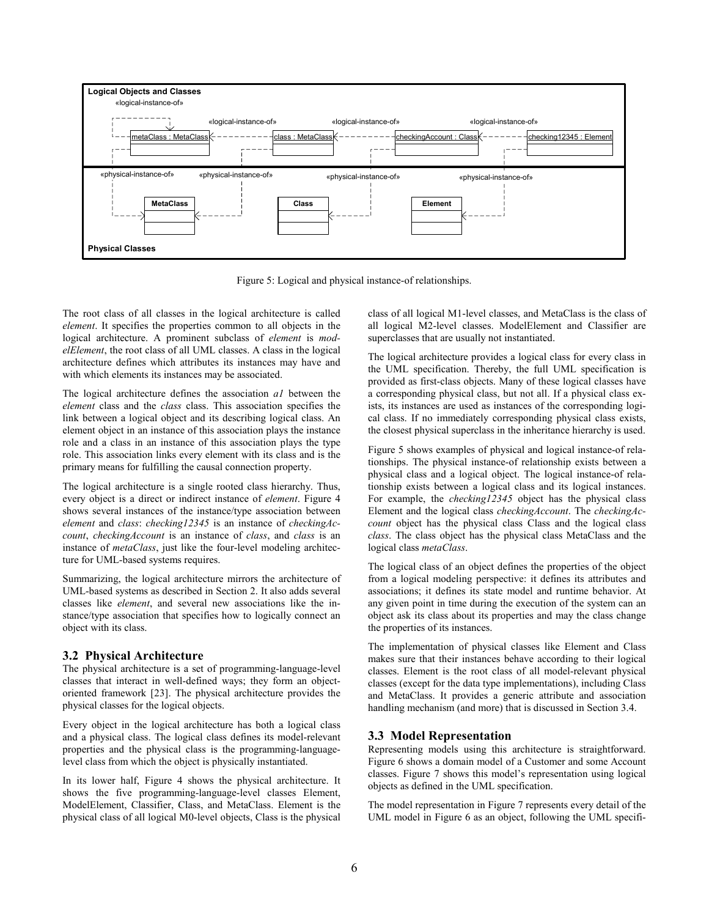Figure 5: Logical and physical instance-of relationships.

The root class of all classes in the logical architecture is called *element*. It specifies the properties common to all objects in the logical architecture. A prominent subclass of *element* is *modelElement*, the root class of all UML classes. A class in the logical architecture defines which attributes its instances may have and with which elements its instances may be associated.

The logical architecture defines the association *a1* between the *element* class and the *class* class. This association specifies the link between a logical object and its describing logical class. An element object in an instance of this association plays the instance role and a class in an instance of this association plays the type role. This association links every element with its class and is the primary means for fulfilling the causal connection property.

The logical architecture is a single rooted class hierarchy. Thus, every object is a direct or indirect instance of *element*. Figure 4 shows several instances of the instance/type association between *element* and *class*: *checking12345* is an instance of *checkingAccount*, *checkingAccount* is an instance of *class*, and *class* is an instance of *metaClass*, just like the four-level modeling architecture for UML-based systems requires.

Summarizing, the logical architecture mirrors the architecture of UML-based systems as described in Section 2. It also adds several classes like *element*, and several new associations like the instance/type association that specifies how to logically connect an object with its class.

### 3.2 Physical Architecture

The physical architecture is a set of programming-language-level classes that interact in well-defined ways; they form an object-oriented framework [23]. The physical architecture provides the physical classes for the logical objects.

Every object in the logical architecture has both a logical class and a physical class. The logical class defines its model-relevant properties and the physical class is the programming-language-level class from which the object is physically instantiated.

In its lower half, Figure 4 shows the physical architecture. It shows the five programming-language-level classes Element, ModelElement, Classifier, Class, and MetaClass. Element is the physical class of all logical M0-level objects, Class is the physical class of all logical M1-level classes, and MetaClass is the class of all logical M2-level classes. ModelElement and Classifier are superclasses that are usually not instantiated.

The logical architecture provides a logical class for every class in the UML specification. Thereby, the full UML specification is provided as first-class objects. Many of these logical classes have a corresponding physical class, but not all. If a physical class exists, its instances are used as instances of the corresponding logical class. If no immediately corresponding physical class exists, the closest physical superclass in the inheritance hierarchy is used.

Figure 5 shows examples of physical and logical instance-of relationships. The physical instance-of relationship exists between a physical class and a logical object. The logical instance-of relationship exists between a logical class and its logical instances. For example, the *checking12345* object has the physical class Element and the logical class *checkingAccount*. The *checkingAccount* object has the physical class Class and the logical class *class*. The class object has the physical class MetaClass and the logical class *metaClass*.

The logical class of an object defines the properties of the object from a logical modeling perspective: it defines its attributes and associations; it defines its state model and runtime behavior. At any given point in time during the execution of the system can an object ask its class about its properties and may the class change the properties of its instances.

The implementation of physical classes like Element and Class makes sure that their instances behave according to their logical classes. Element is the root class of all model-relevant physical classes (except for the data type implementations), including Class and MetaClass. It provides a generic attribute and association handling mechanism (and more) that is discussed in Section 3.4.

### 3.3 Model Representation

Representing models using this architecture is straightforward. Figure 6 shows a domain model of a Customer and some Account classes. Figure 7 shows this model's representation using logical objects as defined in the UML specification.

The model representation in Figure 7 represents every detail of the UML model in Figure 6 as an object, following the UML specifi-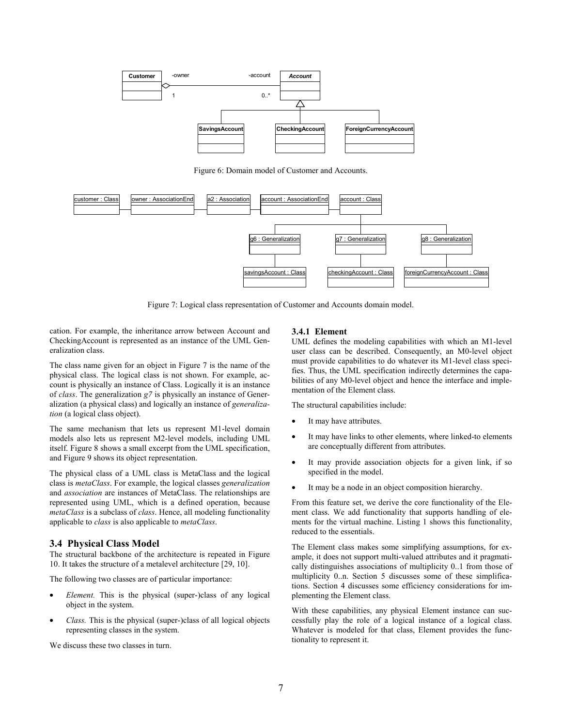Figure 6: Domain model of Customer and Accounts.

Figure 7: Logical class representation of Customer and Accounts domain model.

cation. For example, the inheritance arrow between Account and CheckingAccount is represented as an instance of the UML Generalization class.

The class name given for an object in Figure 7 is the name of the physical class. The logical class is not shown. For example, account is physically an instance of Class. Logically it is an instance of *class*. The generalization *g7* is physically an instance of Generalization (a physical class) and logically an instance of *generalization* (a logical class object).

The same mechanism that lets us represent M1-level domain models also lets us represent M2-level models, including UML itself. Figure 8 shows a small excerpt from the UML specification, and Figure 9 shows its object representation.

The physical class of a UML class is MetaClass and the logical class is *metaClass*. For example, the logical classes *generalization* and *association* are instances of MetaClass. The relationships are represented using UML, which is a defined operation, because *metaClass* is a subclass of *class*. Hence, all modeling functionality applicable to *class* is also applicable to *metaClass*.

## 3.4 Physical Class Model

The structural backbone of the architecture is repeated in Figure 10. It takes the structure of a metalevel architecture [29, 10].

The following two classes are of particular importance:

- *Element.* This is the physical (super-)class of any logical object in the system.
- *Class.* This is the physical (super-)class of all logical objects representing classes in the system.

We discuss these two classes in turn.

### 3.4.1 Element

UML defines the modeling capabilities with which an M1-level user class can be described. Consequently, an M0-level object must provide capabilities to do whatever its M1-level class specifies. Thus, the UML specification indirectly determines the capabilities of any M0-level object and hence the interface and implementation of the Element class.

The structural capabilities include:

- It may have attributes.
- It may have links to other elements, where linked-to elements are conceptually different from attributes.
- It may provide association objects for a given link, if so specified in the model.
- It may be a node in an object composition hierarchy.

From this feature set, we derive the core functionality of the Element class. We add functionality that supports handling of elements for the virtual machine. Listing 1 shows this functionality, reduced to the essentials.

The Element class makes some simplifying assumptions, for example, it does not support multi-valued attributes and it pragmatically distinguishes associations of multiplicity 0..1 from those of multiplicity 0..n. Section 5 discusses some of these simplifications. Section 4 discusses some efficiency considerations for implementing the Element class.

With these capabilities, any physical Element instance can successfully play the role of a logical instance of a logical class. Whatever is modeled for that class, Element provides the functionality to represent it.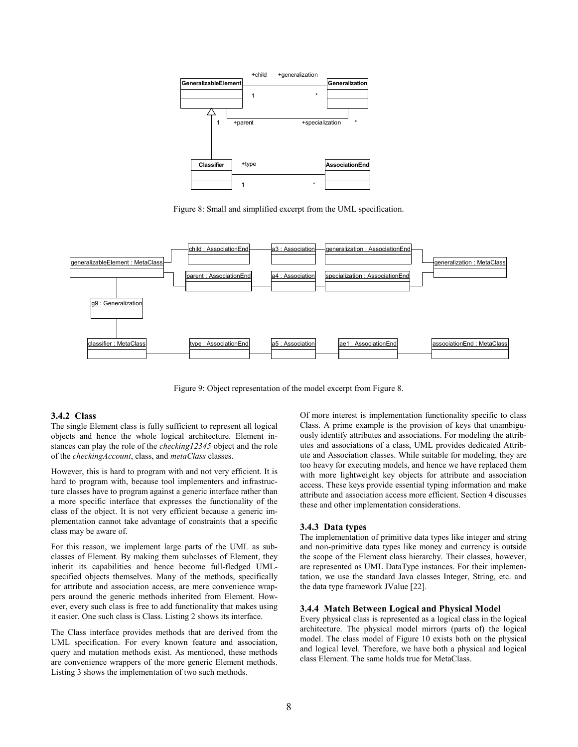Figure 8: Small and simplified excerpt from the UML specification.

Figure 9: Object representation of the model excerpt from Figure 8.

### 3.4.2 Class

The single Element class is fully sufficient to represent all logical objects and hence the whole logical architecture. Element instances can play the role of the *checking12345* object and the role of the *checkingAccount*, class, and *metaClass* classes.

However, this is hard to program with and not very efficient. It is hard to program with, because tool implementers and infrastructure classes have to program against a generic interface rather than a more specific interface that expresses the functionality of the class of the object. It is not very efficient because a generic implementation cannot take advantage of constraints that a specific class may be aware of.

For this reason, we implement large parts of the UML as subclasses of Element. By making them subclasses of Element, they inherit its capabilities and hence become full-fledged UML-specified objects themselves. Many of the methods, specifically for attribute and association access, are mere convenience wrappers around the generic methods inherited from Element. However, every such class is free to add functionality that makes using it easier. One such class is Class. Listing 2 shows its interface.

The Class interface provides methods that are derived from the UML specification. For every known feature and association, query and mutation methods exist. As mentioned, these methods are convenience wrappers of the more generic Element methods. Listing 3 shows the implementation of two such methods.

Of more interest is implementation functionality specific to class Class. A prime example is the provision of keys that unambiguously identify attributes and associations. For modeling the attributes and associations of a class, UML provides dedicated Attribute and Association classes. While suitable for modeling, they are too heavy for executing models, and hence we have replaced them with more lightweight key objects for attribute and association access. These keys provide essential typing information and make attribute and association access more efficient. Section 4 discusses these and other implementation considerations.

### 3.4.3 Data types

The implementation of primitive data types like integer and string and non-primitive data types like money and currency is outside the scope of the Element class hierarchy. Their classes, however, are represented as UML DataType instances. For their implementation, we use the standard Java classes Integer, String, etc. and the data type framework JValue [22].

### 3.4.4 Match Between Logical and Physical Model

Every physical class is represented as a logical class in the logical architecture. The physical model mirrors (parts of) the logical model. The class model of Figure 10 exists both on the physical and logical level. Therefore, we have both a physical and logical class Element. The same holds true for MetaClass.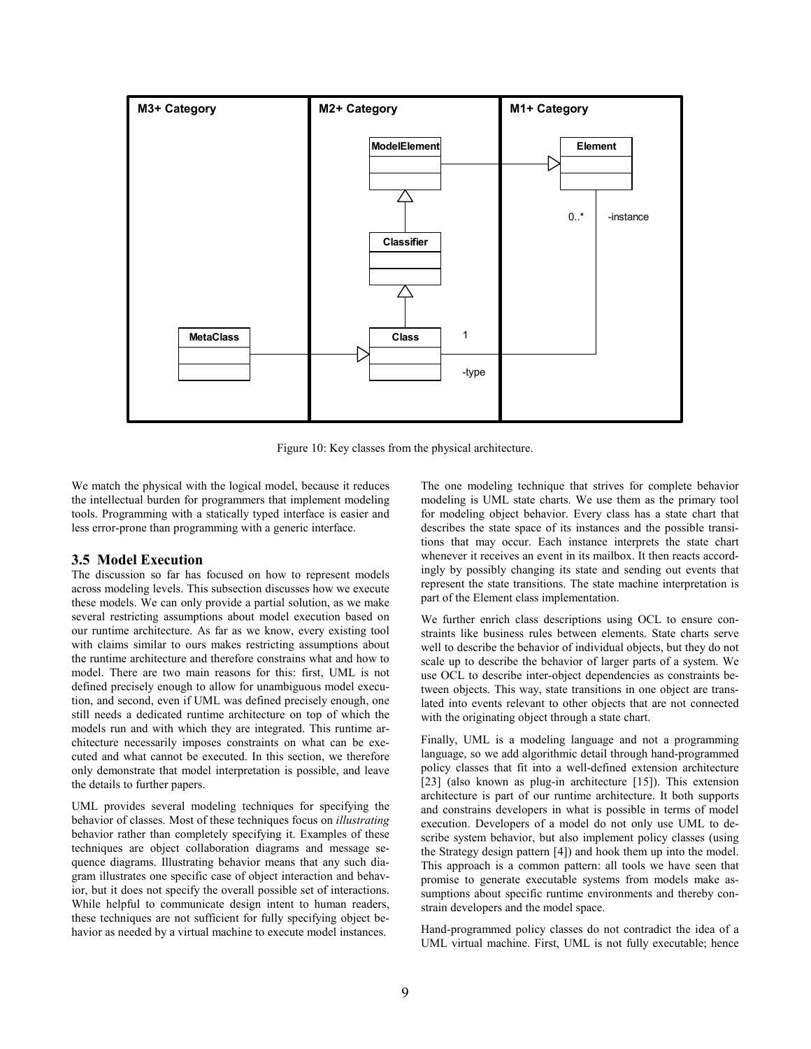Figure 10: Key classes from the physical architecture.

We match the physical with the logical model, because it reduces the intellectual burden for programmers that implement modeling tools. Programming with a statically typed interface is easier and less error-prone than programming with a generic interface.

### 3.5 Model Execution

The discussion so far has focused on how to represent models across modeling levels. This subsection discusses how we execute these models. We can only provide a partial solution, as we make several restricting assumptions about model execution based on our runtime architecture. As far as we know, every existing tool with claims similar to ours makes restricting assumptions about the runtime architecture and therefore constrains what and how to model. There are two main reasons for this: first, UML is not defined precisely enough to allow for unambiguous model execution, and second, even if UML was defined precisely enough, one still needs a dedicated runtime architecture on top of which the models run and with which they are integrated. This runtime architecture necessarily imposes constraints on what can be executed and what cannot be executed. In this section, we therefore only demonstrate that model interpretation is possible, and leave the details to further papers.

UML provides several modeling techniques for specifying the behavior of classes. Most of these techniques focus on *illustrating* behavior rather than completely specifying it. Examples of these techniques are object collaboration diagrams and message sequence diagrams. Illustrating behavior means that any such diagram illustrates one specific case of object interaction and behavior, but it does not specify the overall possible set of interactions. While helpful to communicate design intent to human readers, these techniques are not sufficient for fully specifying object behavior as needed by a virtual machine to execute model instances.

The one modeling technique that strives for complete behavior modeling is UML state charts. We use them as the primary tool for modeling object behavior. Every class has a state chart that describes the state space of its instances and the possible transitions that may occur. Each instance interprets the state chart whenever it receives an event in its mailbox. It then reacts accordingly by possibly changing its state and sending out events that represent the state transitions. The state machine interpretation is part of the Element class implementation.

We further enrich class descriptions using OCL to ensure constraints like business rules between elements. State charts serve well to describe the behavior of individual objects, but they do not scale up to describe the behavior of larger parts of a system. We use OCL to describe inter-object dependencies as constraints between objects. This way, state transitions in one object are translated into events relevant to other objects that are not connected with the originating object through a state chart.

Finally, UML is a modeling language and not a programming language, so we add algorithmic detail through hand-programmed policy classes that fit into a well-defined extension architecture [23] (also known as plug-in architecture [15]). This extension architecture is part of our runtime architecture. It both supports and constrains developers in what is possible in terms of model execution. Developers of a model do not only use UML to describe system behavior, but also implement policy classes (using the Strategy design pattern [4]) and hook them up into the model. This approach is a common pattern: all tools we have seen that promise to generate executable systems from models make assumptions about specific runtime environments and thereby constrain developers and the model space.

Hand-programmed policy classes do not contradict the idea of a UML virtual machine. First, UML is not fully executable; hence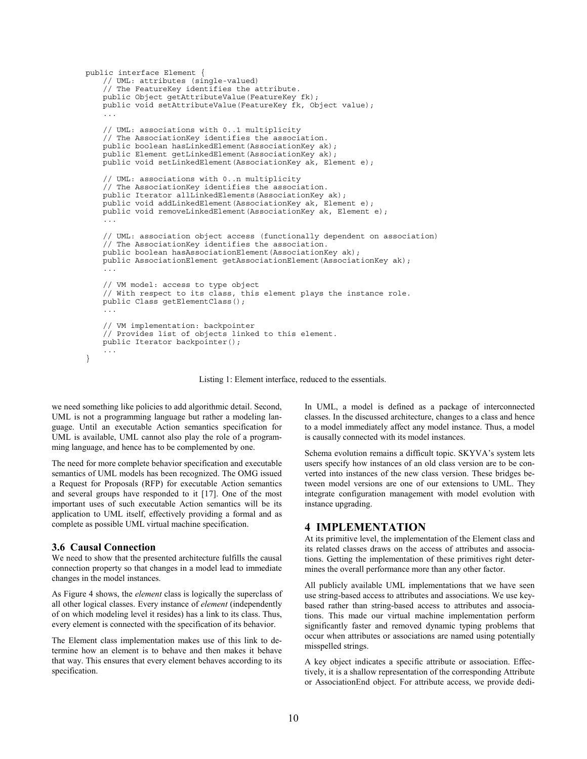```java
public interface Element {
    // UML: attributes (single-valued)
    // The FeatureKey identifies the attribute.
    public Object getAttributeValue(FeatureKey fk);
    public void setAttributeValue(FeatureKey fk, Object value);
    ...

    // UML: associations with 0..1 multiplicity
    // The AssociationKey identifies the association.
    public boolean hasLinkedElement(AssociationKey ak);
    public Element getLinkedElement(AssociationKey ak);
    public void setLinkedElement(AssociationKey ak, Element e);

    // UML: associations with 0..n multiplicity
    // The AssociationKey identifies the association.
    public Iterator allLinkedElements(AssociationKey ak);
    public void addLinkedElement(AssociationKey ak, Element e);
    public void removeLinkedElement(AssociationKey ak, Element e);
    ...

    // UML: association object access (functionally dependent on association)
    // The AssociationKey identifies the association.
    public boolean hasAssociationElement(AssociationKey ak);
    public AssociationElement getAssociationElement(AssociationKey ak);
    ...

    // VM model: access to type object
    // With respect to its class, this element plays the instance role.
    public Class getElementClass();
    ...

    // VM implementation: backpointer
    // Provides list of objects linked to this element.
    public Iterator backpointer();
    ...
}
```

Listing 1: Element interface, reduced to the essentials.

we need something like policies to add algorithmic detail. Second, UML is not a programming language but rather a modeling language. Until an executable Action semantics specification for UML is available, UML cannot also play the role of a programming language, and hence has to be complemented by one.

The need for more complete behavior specification and executable semantics of UML models has been recognized. The OMG issued a Request for Proposals (RFP) for executable Action semantics and several groups have responded to it [17]. One of the most important uses of such executable Action semantics will be its application to UML itself, effectively providing a formal and as complete as possible UML virtual machine specification.

### 3.6 Causal Connection

We need to show that the presented architecture fulfills the causal connection property so that changes in a model lead to immediate changes in the model instances.

As Figure 4 shows, the *element* class is logically the superclass of all other logical classes. Every instance of *element* (independently of on which modeling level it resides) has a link to its class. Thus, every element is connected with the specification of its behavior.

The Element class implementation makes use of this link to determine how an element is to behave and then makes it behave that way. This ensures that every element behaves according to its specification.

In UML, a model is defined as a package of interconnected classes. In the discussed architecture, changes to a class and hence to a model immediately affect any model instance. Thus, a model is causally connected with its model instances.

Schema evolution remains a difficult topic. SKYVA's system lets users specify how instances of an old class version are to be converted into instances of the new class version. These bridges between model versions are one of our extensions to UML. They integrate configuration management with model evolution with instance upgrading.

## 4 IMPLEMENTATION

At its primitive level, the implementation of the Element class and its related classes draws on the access of attributes and associations. Getting the implementation of these primitives right determines the overall performance more than any other factor.

All publicly available UML implementations that we have seen use string-based access to attributes and associations. We use key-based rather than string-based access to attributes and associations. This made our virtual machine implementation perform significantly faster and removed dynamic typing problems that occur when attributes or associations are named using potentially misspelled strings.

A key object indicates a specific attribute or association. Effectively, it is a shallow representation of the corresponding Attribute or AssociationEnd object. For attribute access, we provide dedi-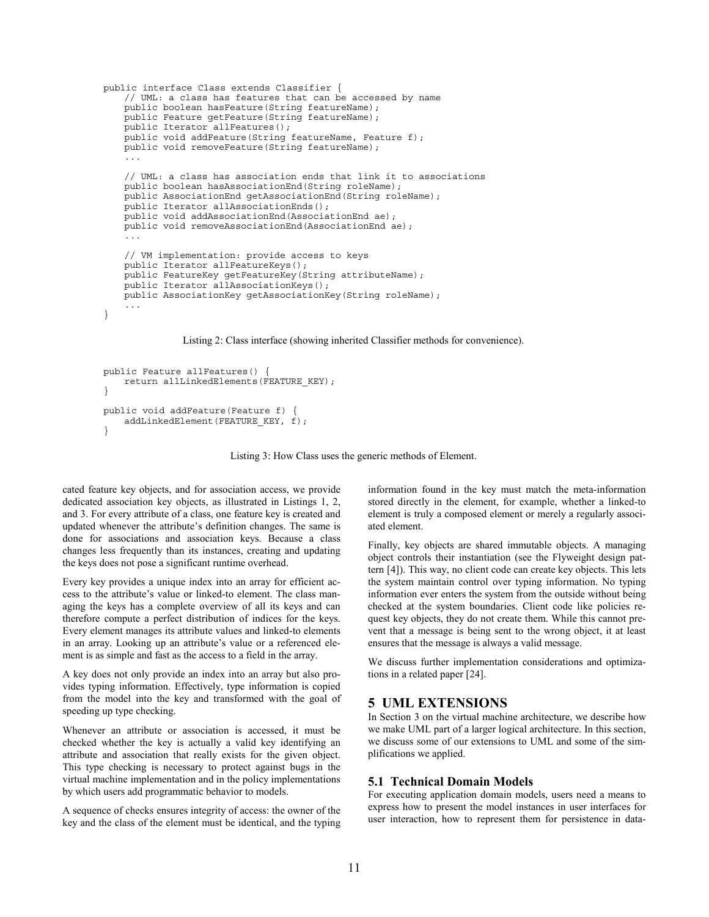```
public interface Class extends Classifier {
    // UML: a class has features that can be accessed by name
    public boolean hasFeature(String featureName);
    public Feature getFeature(String featureName);
    public Iterator allFeatures();
    public void addFeature(String featureName, Feature f);
    public void removeFeature(String featureName);
    ...

    // UML: a class has association ends that link it to associations
    public boolean hasAssociationEnd(String roleName);
    public AssociationEnd getAssociationEnd(String roleName);
    public Iterator allAssociationEnds();
    public void addAssociationEnd(AssociationEnd ae);
    public void removeAssociationEnd(AssociationEnd ae);
    ...

    // VM implementation: provide access to keys
    public Iterator allFeatureKeys();
    public FeatureKey getFeatureKey(String attributeName);
    public Iterator allAssociationKeys();
    public AssociationKey getAssociationKey(String roleName);
    ...
}
```

Listing 2: Class interface (showing inherited Classifier methods for convenience).

```
public Feature allFeatures() {
    return allLinkedElements(FEATURE_KEY);
}

public void addFeature(Feature f) {
    addLinkedElement(FEATURE_KEY, f);
}
```

Listing 3: How Class uses the generic methods of Element.

cated feature key objects, and for association access, we provide dedicated association key objects, as illustrated in Listings 1, 2, and 3. For every attribute of a class, one feature key is created and updated whenever the attribute's definition changes. The same is done for associations and association keys. Because a class changes less frequently than its instances, creating and updating the keys does not pose a significant runtime overhead.

Every key provides a unique index into an array for efficient access to the attribute's value or linked-to element. The class managing the keys has a complete overview of all its keys and can therefore compute a perfect distribution of indices for the keys. Every element manages its attribute values and linked-to elements in an array. Looking up an attribute's value or a referenced element is as simple and fast as the access to a field in the array.

A key does not only provide an index into an array but also provides typing information. Effectively, type information is copied from the model into the key and transformed with the goal of speeding up type checking.

Whenever an attribute or association is accessed, it must be checked whether the key is actually a valid key identifying an attribute and association that really exists for the given object. This type checking is necessary to protect against bugs in the virtual machine implementation and in the policy implementations by which users add programmatic behavior to models.

A sequence of checks ensures integrity of access: the owner of the key and the class of the element must be identical, and the typing information found in the key must match the meta-information stored directly in the element, for example, whether a linked-to element is truly a composed element or merely a regularly associated element.

Finally, key objects are shared immutable objects. A managing object controls their instantiation (see the Flyweight design pattern [4]). This way, no client code can create key objects. This lets the system maintain control over typing information. No typing information ever enters the system from the outside without being checked at the system boundaries. Client code like policies request key objects, they do not create them. While this cannot prevent that a message is being sent to the wrong object, it at least ensures that the message is always a valid message.

We discuss further implementation considerations and optimizations in a related paper [24].

# 5 UML EXTENSIONS

In Section 3 on the virtual machine architecture, we describe how we make UML part of a larger logical architecture. In this section, we discuss some of our extensions to UML and some of the simplifications we applied.

## 5.1 Technical Domain Models

For executing application domain models, users need a means to express how to present the model instances in user interfaces for user interaction, how to represent them for persistence in data-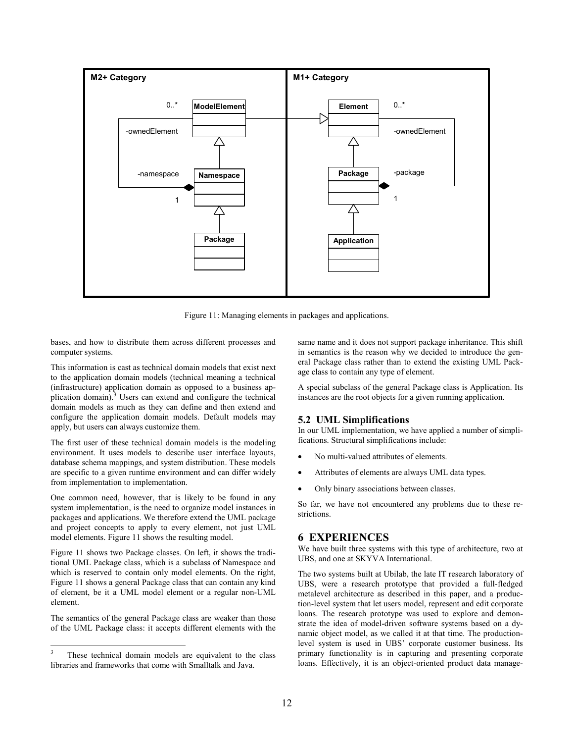Figure 11: Managing elements in packages and applications.

bases, and how to distribute them across different processes and computer systems.

This information is cast as technical domain models that exist next to the application domain models (technical meaning a technical (infrastructure) application domain as opposed to a business application domain).[3] Users can extend and configure the technical domain models as much as they can define and then extend and configure the application domain models. Default models may apply, but users can always customize them.

The first user of these technical domain models is the modeling environment. It uses models to describe user interface layouts, database schema mappings, and system distribution. These models are specific to a given runtime environment and can differ widely from implementation to implementation.

One common need, however, that is likely to be found in any system implementation, is the need to organize model instances in packages and applications. We therefore extend the UML package and project concepts to apply to every element, not just UML model elements. Figure 11 shows the resulting model.

Figure 11 shows two Package classes. On left, it shows the traditional UML Package class, which is a subclass of Namespace and which is reserved to contain only model elements. On the right, Figure 11 shows a general Package class that can contain any kind of element, be it a UML model element or a regular non-UML element.

The semantics of the general Package class are weaker than those of the UML Package class: it accepts different elements with the same name and it does not support package inheritance. This shift in semantics is the reason why we decided to introduce the general Package class rather than to extend the existing UML Package class to contain any type of element.

A special subclass of the general Package class is Application. Its instances are the root objects for a given running application.

### 5.2 UML Simplifications

In our UML implementation, we have applied a number of simplifications. Structural simplifications include:

- No multi-valued attributes of elements.
- Attributes of elements are always UML data types.
- Only binary associations between classes.

So far, we have not encountered any problems due to these restrictions.

## 6 EXPERIENCES

We have built three systems with this type of architecture, two at UBS, and one at SKYVA International.

The two systems built at Ubilab, the late IT research laboratory of UBS, were a research prototype that provided a full-fledged metalevel architecture as described in this paper, and a production-level system that let users model, represent and edit corporate loans. The research prototype was used to explore and demonstrate the idea of model-driven software systems based on a dynamic object model, as we called it at that time. The production-level system is used in UBS' corporate customer business. Its primary functionality is in capturing and presenting corporate loans. Effectively, it is an object-oriented product data manage-

[3] These technical domain models are equivalent to the class libraries and frameworks that come with Smalltalk and Java.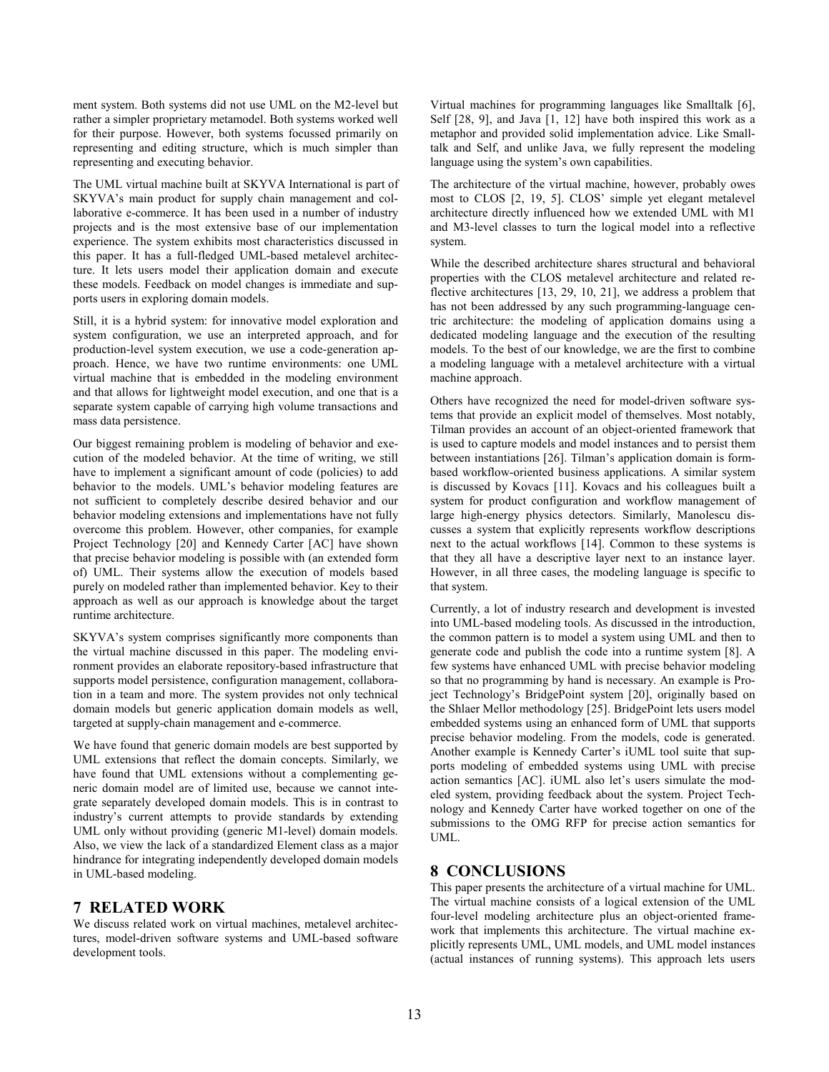ment system. Both systems did not use UML on the M2-level but rather a simpler proprietary metamodel. Both systems worked well for their purpose. However, both systems focussed primarily on representing and editing structure, which is much simpler than representing and executing behavior.

The UML virtual machine built at SKYVA International is part of SKYVA's main product for supply chain management and collaborative e-commerce. It has been used in a number of industry projects and is the most extensive base of our implementation experience. The system exhibits most characteristics discussed in this paper. It has a full-fledged UML-based metalevel architecture. It lets users model their application domain and execute these models. Feedback on model changes is immediate and supports users in exploring domain models.

Still, it is a hybrid system: for innovative model exploration and system configuration, we use an interpreted approach, and for production-level system execution, we use a code-generation approach. Hence, we have two runtime environments: one UML virtual machine that is embedded in the modeling environment and that allows for lightweight model execution, and one that is a separate system capable of carrying high volume transactions and mass data persistence.

Our biggest remaining problem is modeling of behavior and execution of the modeled behavior. At the time of writing, we still have to implement a significant amount of code (policies) to add behavior to the models. UML's behavior modeling features are not sufficient to completely describe desired behavior and our behavior modeling extensions and implementations have not fully overcome this problem. However, other companies, for example Project Technology [20] and Kennedy Carter [AC] have shown that precise behavior modeling is possible with (an extended form of) UML. Their systems allow the execution of models based purely on modeled rather than implemented behavior. Key to their approach as well as our approach is knowledge about the target runtime architecture.

SKYVA's system comprises significantly more components than the virtual machine discussed in this paper. The modeling environment provides an elaborate repository-based infrastructure that supports model persistence, configuration management, collaboration in a team and more. The system provides not only technical domain models but generic application domain models as well, targeted at supply-chain management and e-commerce.

We have found that generic domain models are best supported by UML extensions that reflect the domain concepts. Similarly, we have found that UML extensions without a complementing generic domain model are of limited use, because we cannot integrate separately developed domain models. This is in contrast to industry's current attempts to provide standards by extending UML only without providing (generic M1-level) domain models. Also, we view the lack of a standardized Element class as a major hindrance for integrating independently developed domain models in UML-based modeling.

## 7 RELATED WORK

We discuss related work on virtual machines, metalevel architectures, model-driven software systems and UML-based software development tools.

Virtual machines for programming languages like Smalltalk [6], Self [28, 9], and Java [1, 12] have both inspired this work as a metaphor and provided solid implementation advice. Like Smalltalk and Self, and unlike Java, we fully represent the modeling language using the system's own capabilities.

The architecture of the virtual machine, however, probably owes most to CLOS [2, 19, 5]. CLOS' simple yet elegant metalevel architecture directly influenced how we extended UML with M1 and M3-level classes to turn the logical model into a reflective system.

While the described architecture shares structural and behavioral properties with the CLOS metalevel architecture and related reflective architectures [13, 29, 10, 21], we address a problem that has not been addressed by any such programming-language centric architecture: the modeling of application domains using a dedicated modeling language and the execution of the resulting models. To the best of our knowledge, we are the first to combine a modeling language with a metalevel architecture with a virtual machine approach.

Others have recognized the need for model-driven software systems that provide an explicit model of themselves. Most notably, Tilman provides an account of an object-oriented framework that is used to capture models and model instances and to persist them between instantiations [26]. Tilman's application domain is form-based workflow-oriented business applications. A similar system is discussed by Kovacs [11]. Kovacs and his colleagues built a system for product configuration and workflow management of large high-energy physics detectors. Similarly, Manolescu discusses a system that explicitly represents workflow descriptions next to the actual workflows [14]. Common to these systems is that they all have a descriptive layer next to an instance layer. However, in all three cases, the modeling language is specific to that system.

Currently, a lot of industry research and development is invested into UML-based modeling tools. As discussed in the introduction, the common pattern is to model a system using UML and then to generate code and publish the code into a runtime system [8]. A few systems have enhanced UML with precise behavior modeling so that no programming by hand is necessary. An example is Project Technology's BridgePoint system [20], originally based on the Shlaer Mellor methodology [25]. BridgePoint lets users model embedded systems using an enhanced form of UML that supports precise behavior modeling. From the models, code is generated. Another example is Kennedy Carter's iUML tool suite that supports modeling of embedded systems using UML with precise action semantics [AC]. iUML also let's users simulate the modeled system, providing feedback about the system. Project Technology and Kennedy Carter have worked together on one of the submissions to the OMG RFP for precise action semantics for UML.

## 8 CONCLUSIONS

This paper presents the architecture of a virtual machine for UML. The virtual machine consists of a logical extension of the UML four-level modeling architecture plus an object-oriented framework that implements this architecture. The virtual machine explicitly represents UML, UML models, and UML model instances (actual instances of running systems). This approach lets users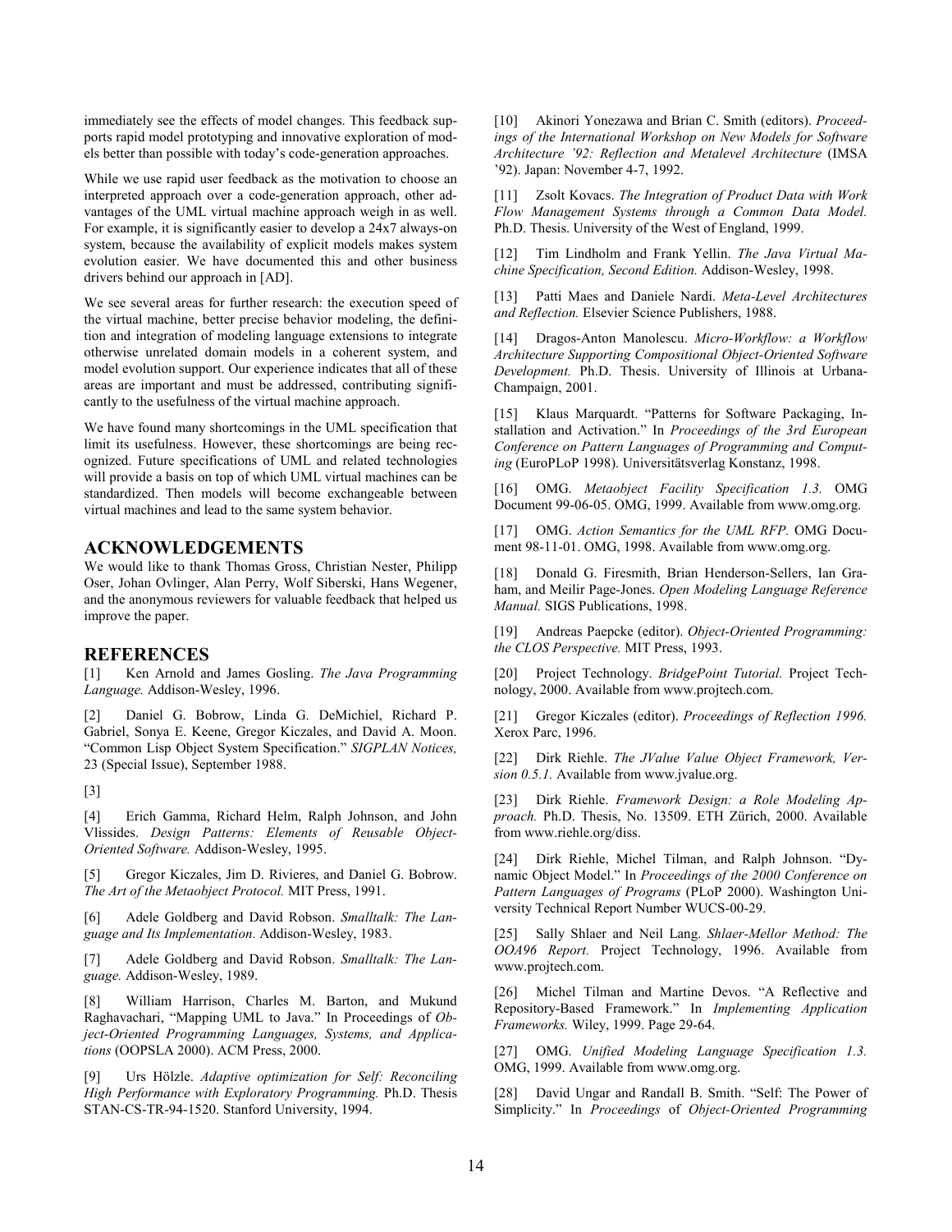immediately see the effects of model changes. This feedback supports rapid model prototyping and innovative exploration of models better than possible with today's code-generation approaches.

While we use rapid user feedback as the motivation to choose an interpreted approach over a code-generation approach, other advantages of the UML virtual machine approach weigh in as well. For example, it is significantly easier to develop a 24x7 always-on system, because the availability of explicit models makes system evolution easier. We have documented this and other business drivers behind our approach in [AD].

We see several areas for further research: the execution speed of the virtual machine, better precise behavior modeling, the definition and integration of modeling language extensions to integrate otherwise unrelated domain models in a coherent system, and model evolution support. Our experience indicates that all of these areas are important and must be addressed, contributing significantly to the usefulness of the virtual machine approach.

We have found many shortcomings in the UML specification that limit its usefulness. However, these shortcomings are being recognized. Future specifications of UML and related technologies will provide a basis on top of which UML virtual machines can be standardized. Then models will become exchangeable between virtual machines and lead to the same system behavior.

## ACKNOWLEDGEMENTS

We would like to thank Thomas Gross, Christian Nester, Philipp Oser, Johan Ovlinger, Alan Perry, Wolf Siberski, Hans Wegener, and the anonymous reviewers for valuable feedback that helped us improve the paper.

## REFERENCES

[1] Ken Arnold and James Gosling. *The Java Programming Language.* Addison-Wesley, 1996.

[2] Daniel G. Bobrow, Linda G. DeMichiel, Richard P. Gabriel, Sonya E. Keene, Gregor Kiczales, and David A. Moon. "Common Lisp Object System Specification." *SIGPLAN Notices,* 23 (Special Issue), September 1988.

[3]

[4] Erich Gamma, Richard Helm, Ralph Johnson, and John Vlissides. *Design Patterns: Elements of Reusable Object-Oriented Software.* Addison-Wesley, 1995.

[5] Gregor Kiczales, Jim D. Rivieres, and Daniel G. Bobrow. *The Art of the Metaobject Protocol.* MIT Press, 1991.

[6] Adele Goldberg and David Robson. *Smalltalk: The Language and Its Implementation.* Addison-Wesley, 1983.

[7] Adele Goldberg and David Robson. *Smalltalk: The Language.* Addison-Wesley, 1989.

[8] William Harrison, Charles M. Barton, and Mukund Raghavachari, "Mapping UML to Java." In Proceedings of *Object-Oriented Programming Languages, Systems, and Applications* (OOPSLA 2000). ACM Press, 2000.

[9] Urs Hölzle. *Adaptive optimization for Self: Reconciling High Performance with Exploratory Programming.* Ph.D. Thesis STAN-CS-TR-94-1520. Stanford University, 1994.

[10] Akinori Yonezawa and Brian C. Smith (editors). *Proceedings of the International Workshop on New Models for Software Architecture '92: Reflection and Metalevel Architecture* (IMSA '92). Japan: November 4-7, 1992.

[11] Zsolt Kovacs. *The Integration of Product Data with Work Flow Management Systems through a Common Data Model.* Ph.D. Thesis. University of the West of England, 1999.

[12] Tim Lindholm and Frank Yellin. *The Java Virtual Machine Specification, Second Edition.* Addison-Wesley, 1998.

[13] Patti Maes and Daniele Nardi. *Meta-Level Architectures and Reflection.* Elsevier Science Publishers, 1988.

[14] Dragos-Anton Manolescu. *Micro-Workflow: a Workflow Architecture Supporting Compositional Object-Oriented Software Development.* Ph.D. Thesis. University of Illinois at Urbana-Champaign, 2001.

[15] Klaus Marquardt. "Patterns for Software Packaging, Installation and Activation." In *Proceedings of the 3rd European Conference on Pattern Languages of Programming and Computing* (EuroPLoP 1998). Universitätsverlag Konstanz, 1998.

[16] OMG. *Metaobject Facility Specification 1.3.* OMG Document 99-06-05. OMG, 1999. Available from www.omg.org.

[17] OMG. *Action Semantics for the UML RFP.* OMG Document 98-11-01. OMG, 1998. Available from www.omg.org.

[18] Donald G. Firesmith, Brian Henderson-Sellers, Ian Graham, and Meilir Page-Jones. *Open Modeling Language Reference Manual.* SIGS Publications, 1998.

[19] Andreas Paepcke (editor). *Object-Oriented Programming: the CLOS Perspective.* MIT Press, 1993.

[20] Project Technology. *BridgePoint Tutorial.* Project Technology, 2000. Available from www.projtech.com.

[21] Gregor Kiczales (editor). *Proceedings of Reflection 1996.* Xerox Parc, 1996.

[22] Dirk Riehle. *The JValue Value Object Framework, Version 0.5.1.* Available from www.jvalue.org.

[23] Dirk Riehle. *Framework Design: a Role Modeling Approach.* Ph.D. Thesis, No. 13509. ETH Zürich, 2000. Available from www.riehle.org/diss.

[24] Dirk Riehle, Michel Tilman, and Ralph Johnson. "Dynamic Object Model." In *Proceedings of the 2000 Conference on Pattern Languages of Programs* (PLoP 2000). Washington University Technical Report Number WUCS-00-29.

[25] Sally Shlaer and Neil Lang. *Shlaer-Mellor Method: The OOA96 Report.* Project Technology, 1996. Available from www.projtech.com.

[26] Michel Tilman and Martine Devos. "A Reflective and Repository-Based Framework." In *Implementing Application Frameworks.* Wiley, 1999. Page 29-64.

[27] OMG. *Unified Modeling Language Specification 1.3.* OMG, 1999. Available from www.omg.org.

[28] David Ungar and Randall B. Smith. "Self: The Power of Simplicity." In *Proceedings* of *Object-Oriented Programming*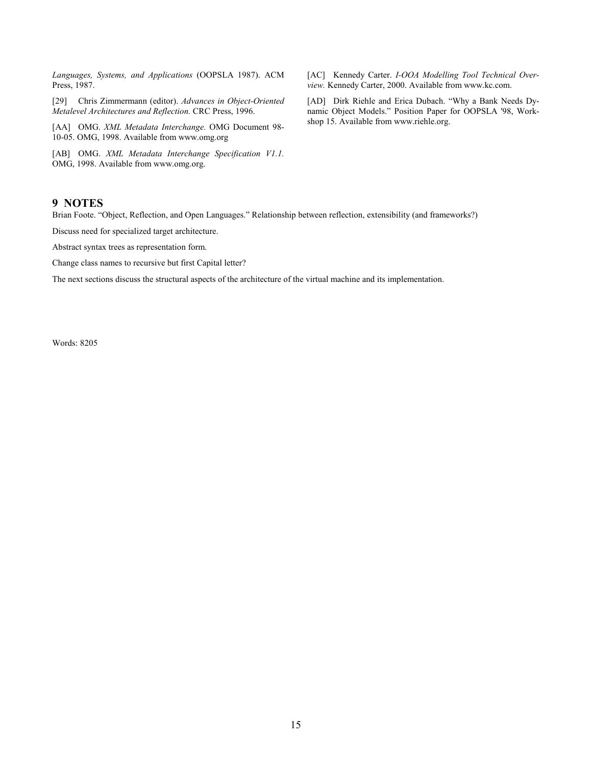*Languages, Systems, and Applications* (OOPSLA 1987). ACM Press, 1987.

[29] Chris Zimmermann (editor). *Advances in Object-Oriented Metalevel Architectures and Reflection.* CRC Press, 1996.

[AA] OMG. *XML Metadata Interchange.* OMG Document 98-10-05. OMG, 1998. Available from www.omg.org

[AB] OMG. *XML Metadata Interchange Specification V1.1.* OMG, 1998. Available from www.omg.org.

[AC] Kennedy Carter. *I-OOA Modelling Tool Technical Overview.* Kennedy Carter, 2000. Available from www.kc.com.

[AD] Dirk Riehle and Erica Dubach. "Why a Bank Needs Dynamic Object Models." Position Paper for OOPSLA '98, Workshop 15. Available from www.riehle.org.

## 9 NOTES

Brian Foote. "Object, Reflection, and Open Languages." Relationship between reflection, extensibility (and frameworks?)

Discuss need for specialized target architecture.

Abstract syntax trees as representation form.

Change class names to recursive but first Capital letter?

The next sections discuss the structural aspects of the architecture of the virtual machine and its implementation.

Words: 8205